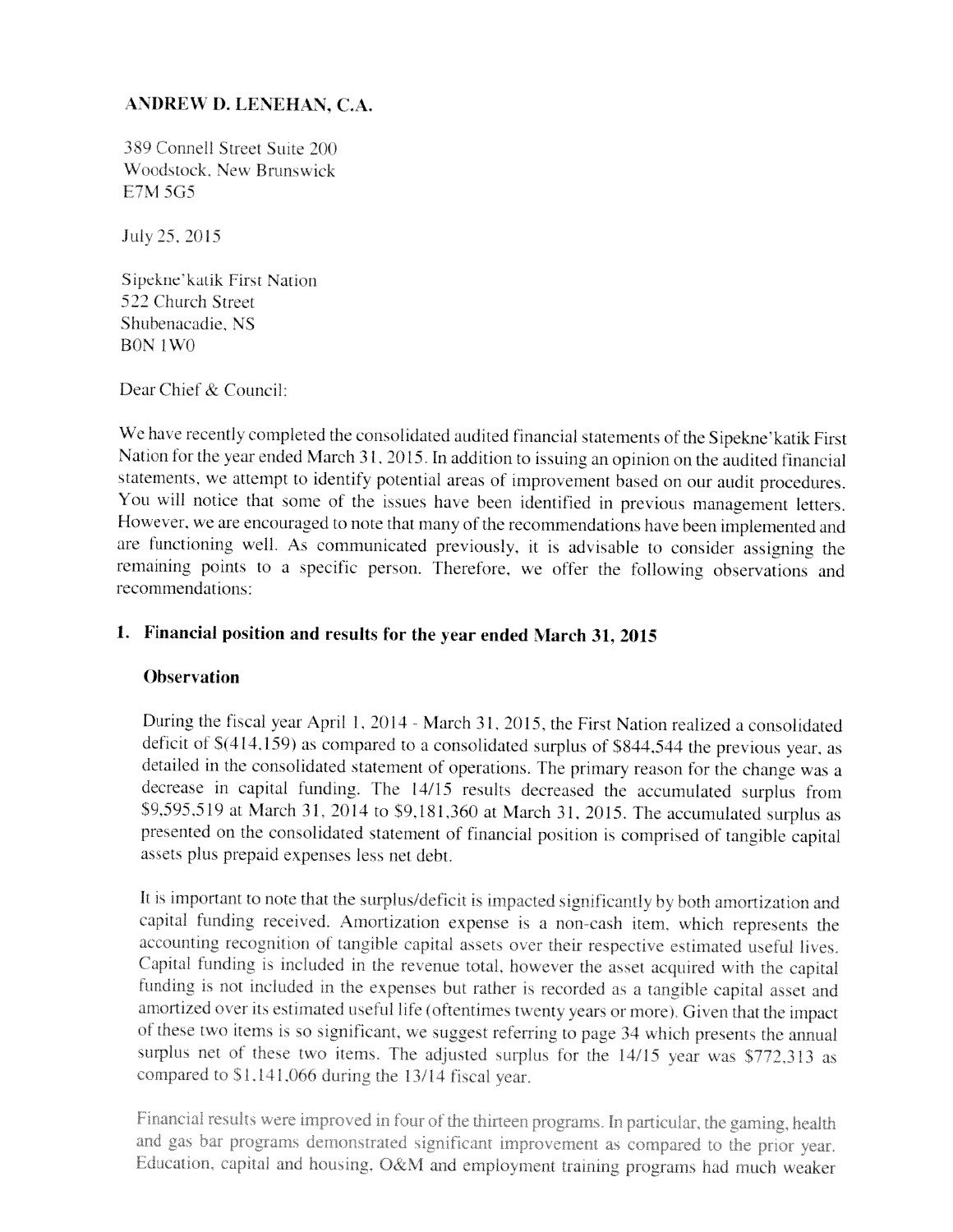**ANDREW D. LENEHAN, C.A.**

389 Connell Street Suite 200
Woodstock, New Brunswick
E7M 5G5

July 25, 2015

Sipekne'katik First Nation
522 Church Street
Shubenacadie, NS
B0N 1W0

Dear Chief & Council:

We have recently completed the consolidated audited financial statements of the Sipekne'katik First Nation for the year ended March 31, 2015. In addition to issuing an opinion on the audited financial statements, we attempt to identify potential areas of improvement based on our audit procedures. You will notice that some of the issues have been identified in previous management letters. However, we are encouraged to note that many of the recommendations have been implemented and are functioning well. As communicated previously, it is advisable to consider assigning the remaining points to a specific person. Therefore, we offer the following observations and recommendations:

## 1. Financial position and results for the year ended March 31, 2015

### Observation

During the fiscal year April 1, 2014 - March 31, 2015, the First Nation realized a consolidated deficit of $(414,159) as compared to a consolidated surplus of $844,544 the previous year, as detailed in the consolidated statement of operations. The primary reason for the change was a decrease in capital funding. The 14/15 results decreased the accumulated surplus from $9,595,519 at March 31, 2014 to $9,181,360 at March 31, 2015. The accumulated surplus as presented on the consolidated statement of financial position is comprised of tangible capital assets plus prepaid expenses less net debt.

It is important to note that the surplus/deficit is impacted significantly by both amortization and capital funding received. Amortization expense is a non-cash item, which represents the accounting recognition of tangible capital assets over their respective estimated useful lives. Capital funding is included in the revenue total, however the asset acquired with the capital funding is not included in the expenses but rather is recorded as a tangible capital asset and amortized over its estimated useful life (oftentimes twenty years or more). Given that the impact of these two items is so significant, we suggest referring to page 34 which presents the annual surplus net of these two items. The adjusted surplus for the 14/15 year was $772,313 as compared to $1,141,066 during the 13/14 fiscal year.

Financial results were improved in four of the thirteen programs. In particular, the gaming, health and gas bar programs demonstrated significant improvement as compared to the prior year. Education, capital and housing, O&M and employment training programs had much weaker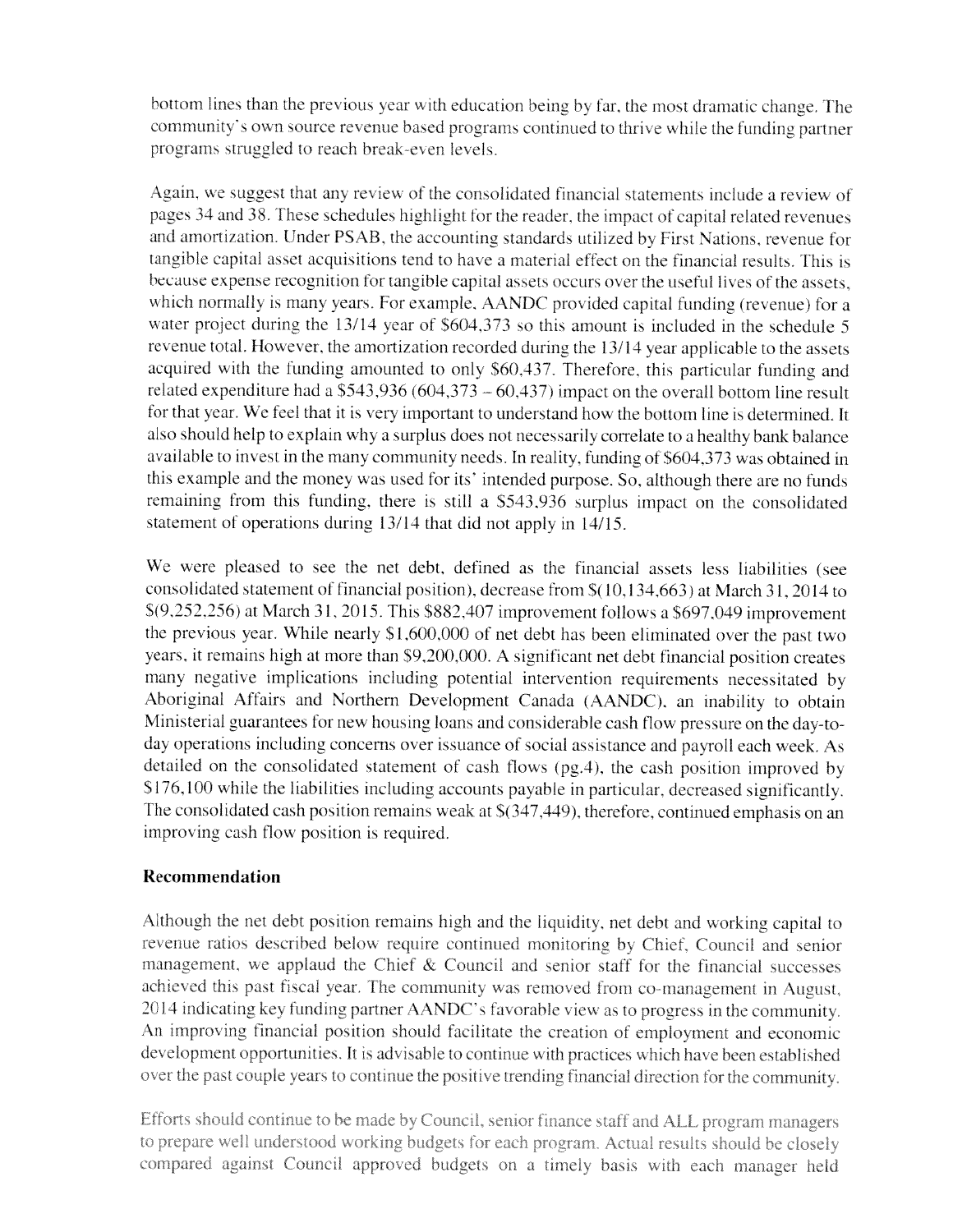bottom lines than the previous year with education being by far, the most dramatic change. The community's own source revenue based programs continued to thrive while the funding partner programs struggled to reach break-even levels.

Again, we suggest that any review of the consolidated financial statements include a review of pages 34 and 38. These schedules highlight for the reader, the impact of capital related revenues and amortization. Under PSAB, the accounting standards utilized by First Nations, revenue for tangible capital asset acquisitions tend to have a material effect on the financial results. This is because expense recognition for tangible capital assets occurs over the useful lives of the assets, which normally is many years. For example, AANDC provided capital funding (revenue) for a water project during the 13/14 year of $604,373 so this amount is included in the schedule 5 revenue total. However, the amortization recorded during the 13/14 year applicable to the assets acquired with the funding amounted to only $60,437. Therefore, this particular funding and related expenditure had a $543,936 (604,373 – 60,437) impact on the overall bottom line result for that year. We feel that it is very important to understand how the bottom line is determined. It also should help to explain why a surplus does not necessarily correlate to a healthy bank balance available to invest in the many community needs. In reality, funding of $604,373 was obtained in this example and the money was used for its' intended purpose. So, although there are no funds remaining from this funding, there is still a $543,936 surplus impact on the consolidated statement of operations during 13/14 that did not apply in 14/15.

We were pleased to see the net debt, defined as the financial assets less liabilities (see consolidated statement of financial position), decrease from $(10,134,663) at March 31, 2014 to $(9,252,256) at March 31, 2015. This $882,407 improvement follows a $697,049 improvement the previous year. While nearly $1,600,000 of net debt has been eliminated over the past two years, it remains high at more than $9,200,000. A significant net debt financial position creates many negative implications including potential intervention requirements necessitated by Aboriginal Affairs and Northern Development Canada (AANDC), an inability to obtain Ministerial guarantees for new housing loans and considerable cash flow pressure on the day-to-day operations including concerns over issuance of social assistance and payroll each week. As detailed on the consolidated statement of cash flows (pg.4), the cash position improved by $176,100 while the liabilities including accounts payable in particular, decreased significantly. The consolidated cash position remains weak at $(347,449), therefore, continued emphasis on an improving cash flow position is required.

## Recommendation

Although the net debt position remains high and the liquidity, net debt and working capital to revenue ratios described below require continued monitoring by Chief, Council and senior management, we applaud the Chief & Council and senior staff for the financial successes achieved this past fiscal year. The community was removed from co-management in August, 2014 indicating key funding partner AANDC's favorable view as to progress in the community. An improving financial position should facilitate the creation of employment and economic development opportunities. It is advisable to continue with practices which have been established over the past couple years to continue the positive trending financial direction for the community.

Efforts should continue to be made by Council, senior finance staff and ALL program managers to prepare well understood working budgets for each program. Actual results should be closely compared against Council approved budgets on a timely basis with each manager held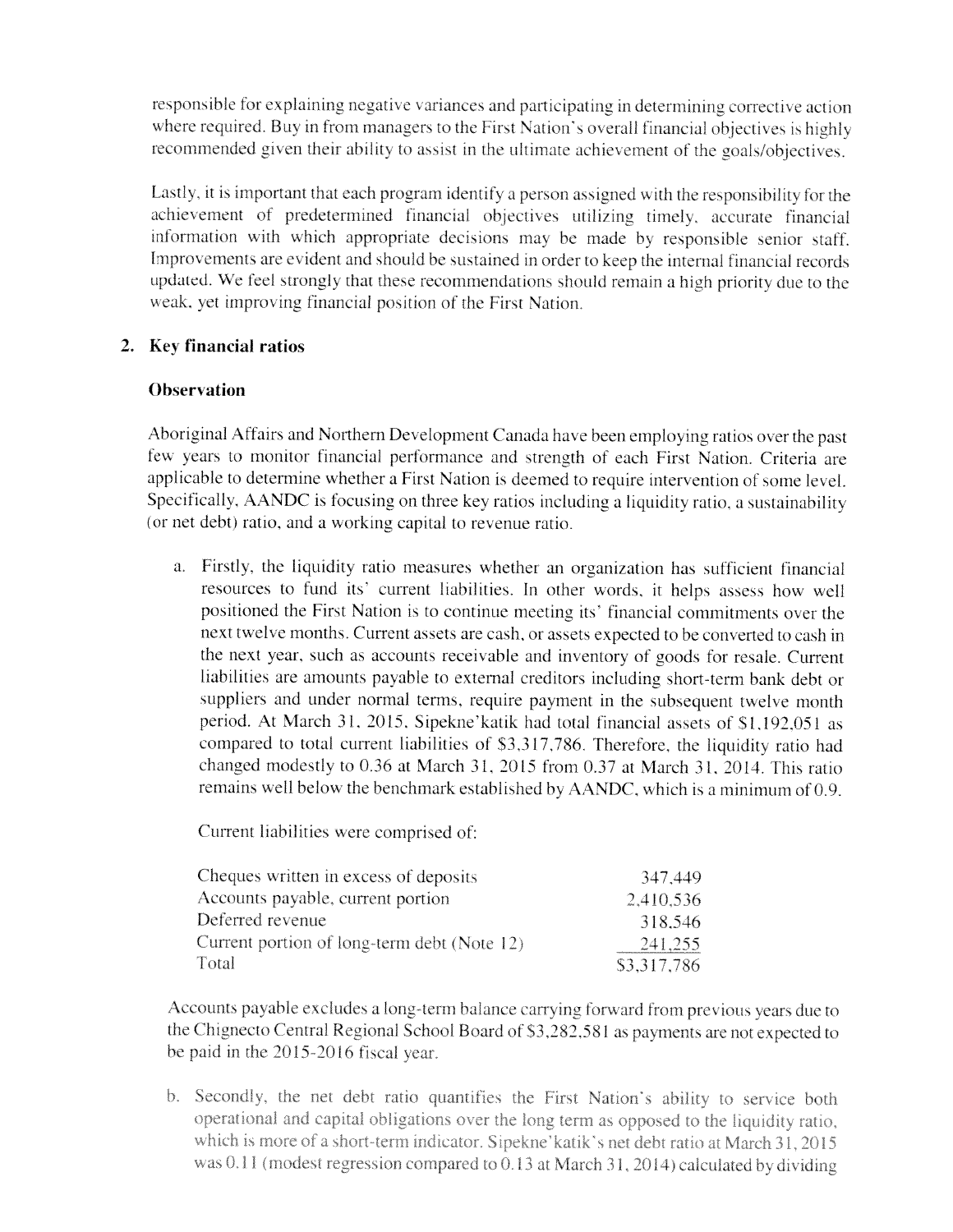responsible for explaining negative variances and participating in determining corrective action where required. Buy in from managers to the First Nation's overall financial objectives is highly recommended given their ability to assist in the ultimate achievement of the goals/objectives.

Lastly, it is important that each program identify a person assigned with the responsibility for the achievement of predetermined financial objectives utilizing timely, accurate financial information with which appropriate decisions may be made by responsible senior staff. Improvements are evident and should be sustained in order to keep the internal financial records updated. We feel strongly that these recommendations should remain a high priority due to the weak, yet improving financial position of the First Nation.

## 2. Key financial ratios

### Observation

Aboriginal Affairs and Northern Development Canada have been employing ratios over the past few years to monitor financial performance and strength of each First Nation. Criteria are applicable to determine whether a First Nation is deemed to require intervention of some level. Specifically, AANDC is focusing on three key ratios including a liquidity ratio, a sustainability (or net debt) ratio, and a working capital to revenue ratio.

a. Firstly, the liquidity ratio measures whether an organization has sufficient financial resources to fund its' current liabilities. In other words, it helps assess how well positioned the First Nation is to continue meeting its' financial commitments over the next twelve months. Current assets are cash, or assets expected to be converted to cash in the next year, such as accounts receivable and inventory of goods for resale. Current liabilities are amounts payable to external creditors including short-term bank debt or suppliers and under normal terms, require payment in the subsequent twelve month period. At March 31, 2015, Sipekne'katik had total financial assets of $1,192,051 as compared to total current liabilities of $3,317,786. Therefore, the liquidity ratio had changed modestly to 0.36 at March 31, 2015 from 0.37 at March 31, 2014. This ratio remains well below the benchmark established by AANDC, which is a minimum of 0.9.

   Current liabilities were comprised of:

| | |
|---|---|
| Cheques written in excess of deposits | 347,449 |
| Accounts payable, current portion | 2,410,536 |
| Deferred revenue | 318,546 |
| Current portion of long-term debt (Note 12) | 241,255 |
| Total | $3,317,786 |

   Accounts payable excludes a long-term balance carrying forward from previous years due to the Chignecto Central Regional School Board of $3,282,581 as payments are not expected to be paid in the 2015-2016 fiscal year.

b. Secondly, the net debt ratio quantifies the First Nation's ability to service both operational and capital obligations over the long term as opposed to the liquidity ratio, which is more of a short-term indicator. Sipekne'katik's net debt ratio at March 31, 2015 was 0.11 (modest regression compared to 0.13 at March 31, 2014) calculated by dividing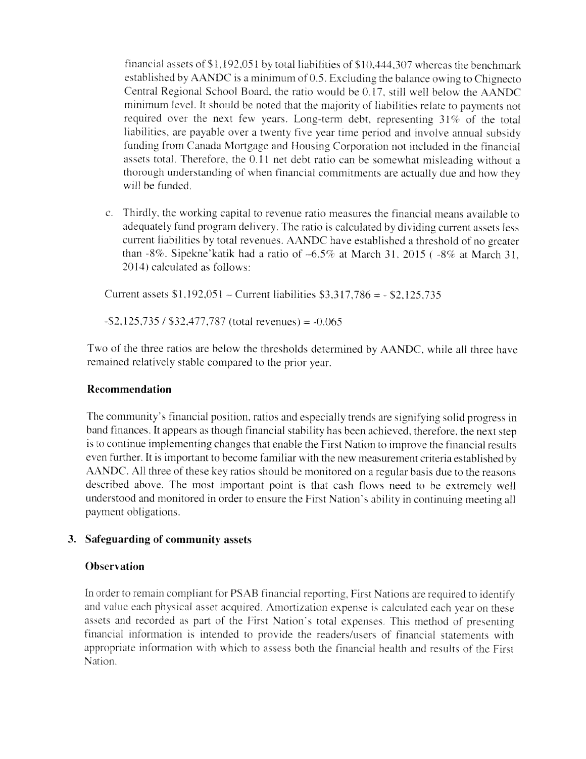financial assets of $1,192,051 by total liabilities of $10,444,307 whereas the benchmark established by AANDC is a minimum of 0.5. Excluding the balance owing to Chignecto Central Regional School Board, the ratio would be 0.17, still well below the AANDC minimum level. It should be noted that the majority of liabilities relate to payments not required over the next few years. Long-term debt, representing 31% of the total liabilities, are payable over a twenty five year time period and involve annual subsidy funding from Canada Mortgage and Housing Corporation not included in the financial assets total. Therefore, the 0.11 net debt ratio can be somewhat misleading without a thorough understanding of when financial commitments are actually due and how they will be funded.

c. Thirdly, the working capital to revenue ratio measures the financial means available to adequately fund program delivery. The ratio is calculated by dividing current assets less current liabilities by total revenues. AANDC have established a threshold of no greater than -8%. Sipekne'katik had a ratio of –6.5% at March 31, 2015 ( -8% at March 31, 2014) calculated as follows:

Current assets $1,192,051 – Current liabilities $3,317,786 = - $2,125,735

-$2,125,735 / $32,477,787 (total revenues) = -0.065

Two of the three ratios are below the thresholds determined by AANDC, while all three have remained relatively stable compared to the prior year.

### Recommendation

The community's financial position, ratios and especially trends are signifying solid progress in band finances. It appears as though financial stability has been achieved, therefore, the next step is to continue implementing changes that enable the First Nation to improve the financial results even further. It is important to become familiar with the new measurement criteria established by AANDC. All three of these key ratios should be monitored on a regular basis due to the reasons described above. The most important point is that cash flows need to be extremely well understood and monitored in order to ensure the First Nation's ability in continuing meeting all payment obligations.

## 3. Safeguarding of community assets

### Observation

In order to remain compliant for PSAB financial reporting, First Nations are required to identify and value each physical asset acquired. Amortization expense is calculated each year on these assets and recorded as part of the First Nation's total expenses. This method of presenting financial information is intended to provide the readers/users of financial statements with appropriate information with which to assess both the financial health and results of the First Nation.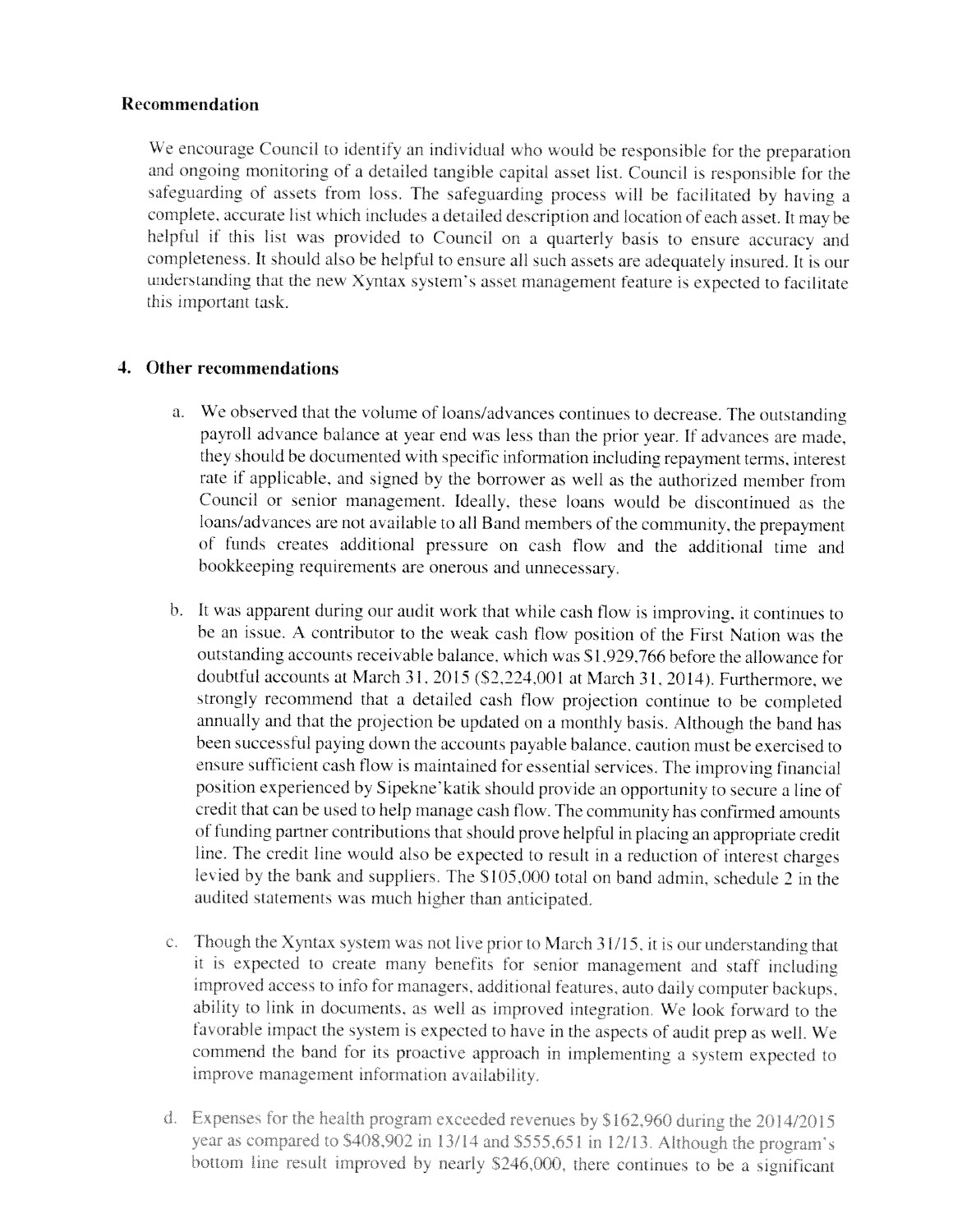### Recommendation

We encourage Council to identify an individual who would be responsible for the preparation and ongoing monitoring of a detailed tangible capital asset list. Council is responsible for the safeguarding of assets from loss. The safeguarding process will be facilitated by having a complete, accurate list which includes a detailed description and location of each asset. It may be helpful if this list was provided to Council on a quarterly basis to ensure accuracy and completeness. It should also be helpful to ensure all such assets are adequately insured. It is our understanding that the new Xyntax system's asset management feature is expected to facilitate this important task.

## 4. Other recommendations

a. We observed that the volume of loans/advances continues to decrease. The outstanding payroll advance balance at year end was less than the prior year. If advances are made, they should be documented with specific information including repayment terms, interest rate if applicable, and signed by the borrower as well as the authorized member from Council or senior management. Ideally, these loans would be discontinued as the loans/advances are not available to all Band members of the community, the prepayment of funds creates additional pressure on cash flow and the additional time and bookkeeping requirements are onerous and unnecessary.

b. It was apparent during our audit work that while cash flow is improving, it continues to be an issue. A contributor to the weak cash flow position of the First Nation was the outstanding accounts receivable balance, which was $1,929,766 before the allowance for doubtful accounts at March 31, 2015 ($2,224,001 at March 31, 2014). Furthermore, we strongly recommend that a detailed cash flow projection continue to be completed annually and that the projection be updated on a monthly basis. Although the band has been successful paying down the accounts payable balance, caution must be exercised to ensure sufficient cash flow is maintained for essential services. The improving financial position experienced by Sipekne'katik should provide an opportunity to secure a line of credit that can be used to help manage cash flow. The community has confirmed amounts of funding partner contributions that should prove helpful in placing an appropriate credit line. The credit line would also be expected to result in a reduction of interest charges levied by the bank and suppliers. The $105,000 total on band admin, schedule 2 in the audited statements was much higher than anticipated.

c. Though the Xyntax system was not live prior to March 31/15, it is our understanding that it is expected to create many benefits for senior management and staff including improved access to info for managers, additional features, auto daily computer backups, ability to link in documents, as well as improved integration. We look forward to the favorable impact the system is expected to have in the aspects of audit prep as well. We commend the band for its proactive approach in implementing a system expected to improve management information availability.

d. Expenses for the health program exceeded revenues by $162,960 during the 2014/2015 year as compared to $408,902 in 13/14 and $555,651 in 12/13. Although the program's bottom line result improved by nearly $246,000, there continues to be a significant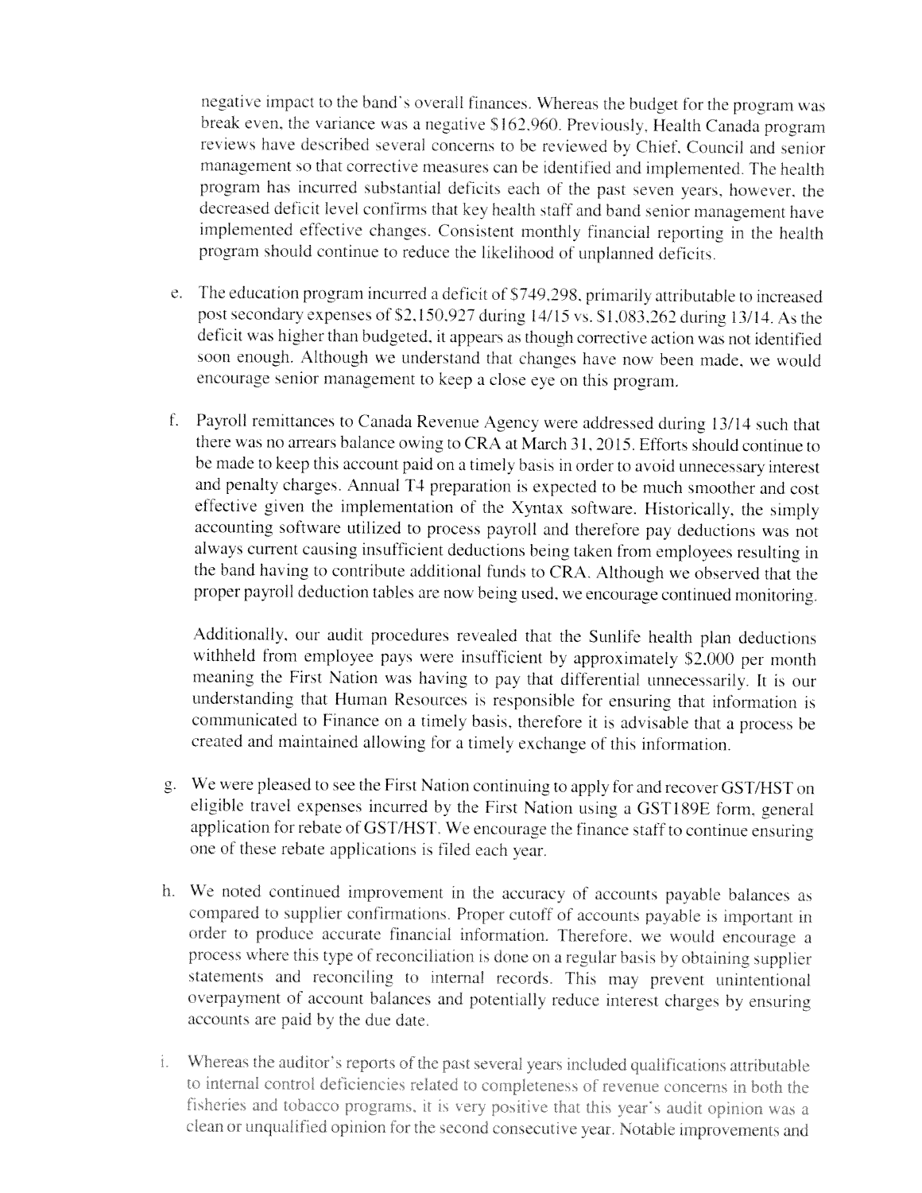negative impact to the band's overall finances. Whereas the budget for the program was break even, the variance was a negative $162,960. Previously, Health Canada program reviews have described several concerns to be reviewed by Chief, Council and senior management so that corrective measures can be identified and implemented. The health program has incurred substantial deficits each of the past seven years, however, the decreased deficit level confirms that key health staff and band senior management have implemented effective changes. Consistent monthly financial reporting in the health program should continue to reduce the likelihood of unplanned deficits.

e. The education program incurred a deficit of $749,298, primarily attributable to increased post secondary expenses of $2,150,927 during 14/15 vs. $1,083,262 during 13/14. As the deficit was higher than budgeted, it appears as though corrective action was not identified soon enough. Although we understand that changes have now been made, we would encourage senior management to keep a close eye on this program.

f. Payroll remittances to Canada Revenue Agency were addressed during 13/14 such that there was no arrears balance owing to CRA at March 31, 2015. Efforts should continue to be made to keep this account paid on a timely basis in order to avoid unnecessary interest and penalty charges. Annual T4 preparation is expected to be much smoother and cost effective given the implementation of the Xyntax software. Historically, the simply accounting software utilized to process payroll and therefore pay deductions was not always current causing insufficient deductions being taken from employees resulting in the band having to contribute additional funds to CRA. Although we observed that the proper payroll deduction tables are now being used, we encourage continued monitoring.

   Additionally, our audit procedures revealed that the Sunlife health plan deductions withheld from employee pays were insufficient by approximately $2,000 per month meaning the First Nation was having to pay that differential unnecessarily. It is our understanding that Human Resources is responsible for ensuring that information is communicated to Finance on a timely basis, therefore it is advisable that a process be created and maintained allowing for a timely exchange of this information.

g. We were pleased to see the First Nation continuing to apply for and recover GST/HST on eligible travel expenses incurred by the First Nation using a GST189E form, general application for rebate of GST/HST. We encourage the finance staff to continue ensuring one of these rebate applications is filed each year.

h. We noted continued improvement in the accuracy of accounts payable balances as compared to supplier confirmations. Proper cutoff of accounts payable is important in order to produce accurate financial information. Therefore, we would encourage a process where this type of reconciliation is done on a regular basis by obtaining supplier statements and reconciling to internal records. This may prevent unintentional overpayment of account balances and potentially reduce interest charges by ensuring accounts are paid by the due date.

i. Whereas the auditor's reports of the past several years included qualifications attributable to internal control deficiencies related to completeness of revenue concerns in both the fisheries and tobacco programs, it is very positive that this year's audit opinion was a clean or unqualified opinion for the second consecutive year. Notable improvements and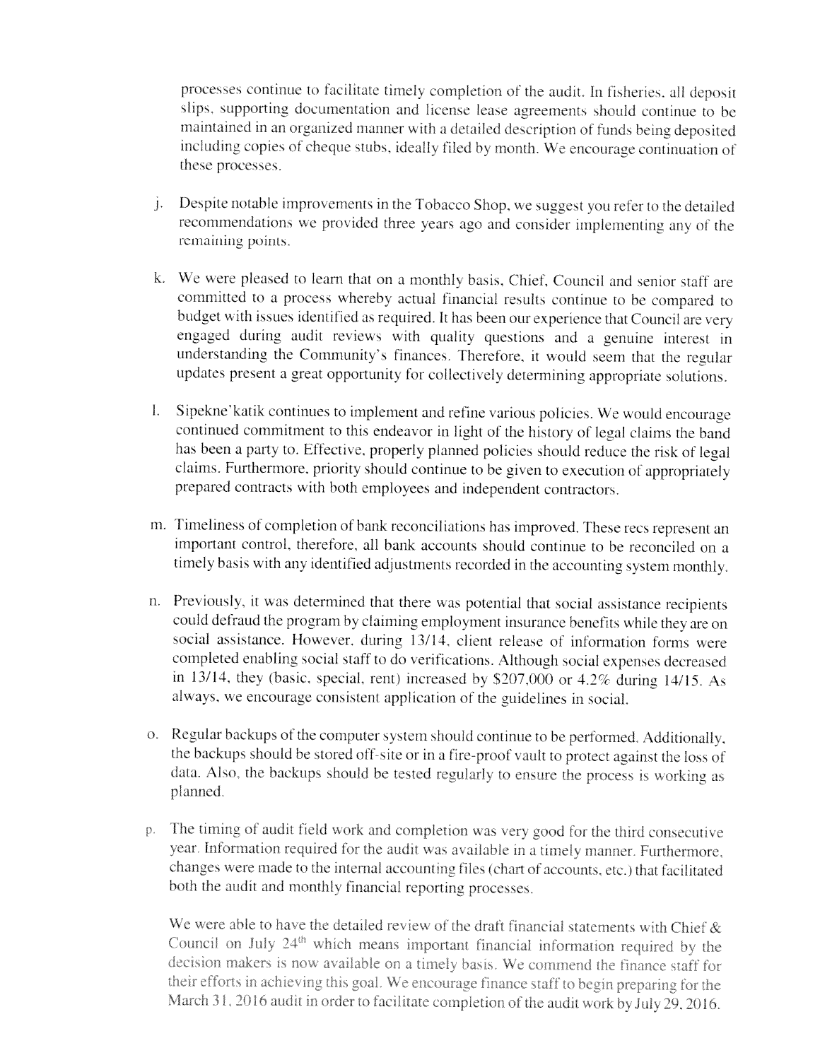processes continue to facilitate timely completion of the audit. In fisheries, all deposit slips, supporting documentation and license lease agreements should continue to be maintained in an organized manner with a detailed description of funds being deposited including copies of cheque stubs, ideally filed by month. We encourage continuation of these processes.

j. Despite notable improvements in the Tobacco Shop, we suggest you refer to the detailed recommendations we provided three years ago and consider implementing any of the remaining points.

k. We were pleased to learn that on a monthly basis, Chief, Council and senior staff are committed to a process whereby actual financial results continue to be compared to budget with issues identified as required. It has been our experience that Council are very engaged during audit reviews with quality questions and a genuine interest in understanding the Community's finances. Therefore, it would seem that the regular updates present a great opportunity for collectively determining appropriate solutions.

l. Sipekne'katik continues to implement and refine various policies. We would encourage continued commitment to this endeavor in light of the history of legal claims the band has been a party to. Effective, properly planned policies should reduce the risk of legal claims. Furthermore, priority should continue to be given to execution of appropriately prepared contracts with both employees and independent contractors.

m. Timeliness of completion of bank reconciliations has improved. These recs represent an important control, therefore, all bank accounts should continue to be reconciled on a timely basis with any identified adjustments recorded in the accounting system monthly.

n. Previously, it was determined that there was potential that social assistance recipients could defraud the program by claiming employment insurance benefits while they are on social assistance. However, during 13/14, client release of information forms were completed enabling social staff to do verifications. Although social expenses decreased in 13/14, they (basic, special, rent) increased by $207,000 or 4.2% during 14/15. As always, we encourage consistent application of the guidelines in social.

o. Regular backups of the computer system should continue to be performed. Additionally, the backups should be stored off-site or in a fire-proof vault to protect against the loss of data. Also, the backups should be tested regularly to ensure the process is working as planned.

p. The timing of audit field work and completion was very good for the third consecutive year. Information required for the audit was available in a timely manner. Furthermore, changes were made to the internal accounting files (chart of accounts, etc.) that facilitated both the audit and monthly financial reporting processes.

   We were able to have the detailed review of the draft financial statements with Chief & Council on July 24th which means important financial information required by the decision makers is now available on a timely basis. We commend the finance staff for their efforts in achieving this goal. We encourage finance staff to begin preparing for the March 31, 2016 audit in order to facilitate completion of the audit work by July 29, 2016.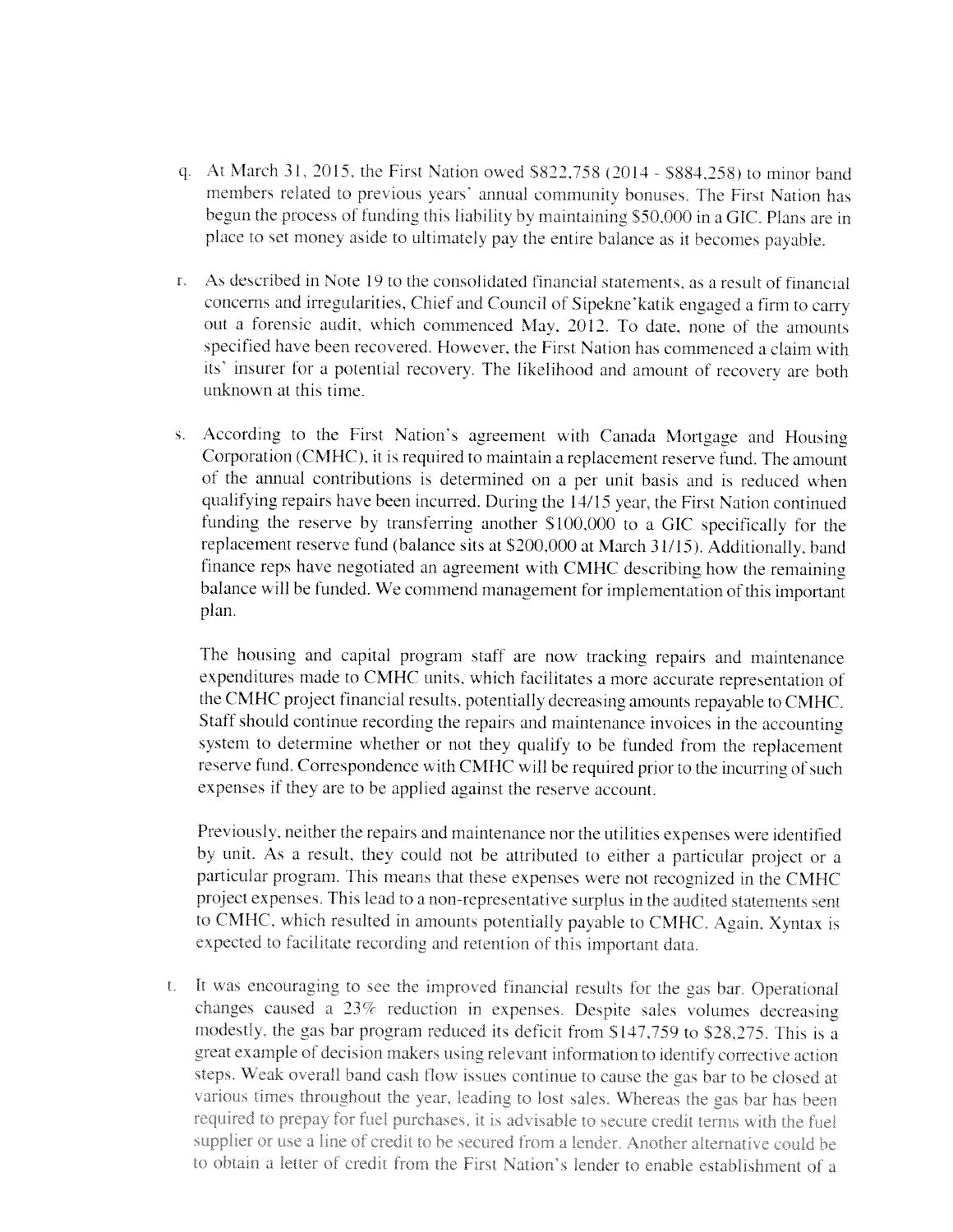q. At March 31, 2015, the First Nation owed $822,758 (2014 - $884,258) to minor band members related to previous years' annual community bonuses. The First Nation has begun the process of funding this liability by maintaining $50,000 in a GIC. Plans are in place to set money aside to ultimately pay the entire balance as it becomes payable.

r. As described in Note 19 to the consolidated financial statements, as a result of financial concerns and irregularities, Chief and Council of Sipekne'katik engaged a firm to carry out a forensic audit, which commenced May, 2012. To date, none of the amounts specified have been recovered. However, the First Nation has commenced a claim with its' insurer for a potential recovery. The likelihood and amount of recovery are both unknown at this time.

s. According to the First Nation's agreement with Canada Mortgage and Housing Corporation (CMHC), it is required to maintain a replacement reserve fund. The amount of the annual contributions is determined on a per unit basis and is reduced when qualifying repairs have been incurred. During the 14/15 year, the First Nation continued funding the reserve by transferring another $100,000 to a GIC specifically for the replacement reserve fund (balance sits at $200,000 at March 31/15). Additionally, band finance reps have negotiated an agreement with CMHC describing how the remaining balance will be funded. We commend management for implementation of this important plan.

   The housing and capital program staff are now tracking repairs and maintenance expenditures made to CMHC units, which facilitates a more accurate representation of the CMHC project financial results, potentially decreasing amounts repayable to CMHC. Staff should continue recording the repairs and maintenance invoices in the accounting system to determine whether or not they qualify to be funded from the replacement reserve fund. Correspondence with CMHC will be required prior to the incurring of such expenses if they are to be applied against the reserve account.

   Previously, neither the repairs and maintenance nor the utilities expenses were identified by unit. As a result, they could not be attributed to either a particular project or a particular program. This means that these expenses were not recognized in the CMHC project expenses. This lead to a non-representative surplus in the audited statements sent to CMHC, which resulted in amounts potentially payable to CMHC. Again, Xyntax is expected to facilitate recording and retention of this important data.

t. It was encouraging to see the improved financial results for the gas bar. Operational changes caused a 23% reduction in expenses. Despite sales volumes decreasing modestly, the gas bar program reduced its deficit from $147,759 to $28,275. This is a great example of decision makers using relevant information to identify corrective action steps. Weak overall band cash flow issues continue to cause the gas bar to be closed at various times throughout the year, leading to lost sales. Whereas the gas bar has been required to prepay for fuel purchases, it is advisable to secure credit terms with the fuel supplier or use a line of credit to be secured from a lender. Another alternative could be to obtain a letter of credit from the First Nation's lender to enable establishment of a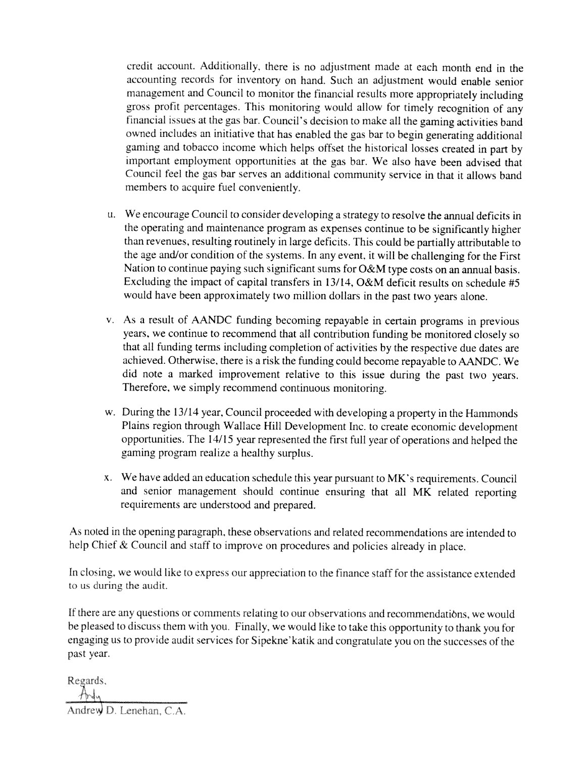credit account. Additionally, there is no adjustment made at each month end in the accounting records for inventory on hand. Such an adjustment would enable senior management and Council to monitor the financial results more appropriately including gross profit percentages. This monitoring would allow for timely recognition of any financial issues at the gas bar. Council's decision to make all the gaming activities band owned includes an initiative that has enabled the gas bar to begin generating additional gaming and tobacco income which helps offset the historical losses created in part by important employment opportunities at the gas bar. We also have been advised that Council feel the gas bar serves an additional community service in that it allows band members to acquire fuel conveniently.

u. We encourage Council to consider developing a strategy to resolve the annual deficits in the operating and maintenance program as expenses continue to be significantly higher than revenues, resulting routinely in large deficits. This could be partially attributable to the age and/or condition of the systems. In any event, it will be challenging for the First Nation to continue paying such significant sums for O&M type costs on an annual basis. Excluding the impact of capital transfers in 13/14, O&M deficit results on schedule #5 would have been approximately two million dollars in the past two years alone.

v. As a result of AANDC funding becoming repayable in certain programs in previous years, we continue to recommend that all contribution funding be monitored closely so that all funding terms including completion of activities by the respective due dates are achieved. Otherwise, there is a risk the funding could become repayable to AANDC. We did note a marked improvement relative to this issue during the past two years. Therefore, we simply recommend continuous monitoring.

w. During the 13/14 year, Council proceeded with developing a property in the Hammonds Plains region through Wallace Hill Development Inc. to create economic development opportunities. The 14/15 year represented the first full year of operations and helped the gaming program realize a healthy surplus.

x. We have added an education schedule this year pursuant to MK's requirements. Council and senior management should continue ensuring that all MK related reporting requirements are understood and prepared.

As noted in the opening paragraph, these observations and related recommendations are intended to help Chief & Council and staff to improve on procedures and policies already in place.

In closing, we would like to express our appreciation to the finance staff for the assistance extended to us during the audit.

If there are any questions or comments relating to our observations and recommendations, we would be pleased to discuss them with you. Finally, we would like to take this opportunity to thank you for engaging us to provide audit services for Sipekne'katik and congratulate you on the successes of the past year.

Regards,

Andy

Andrew D. Lenehan, C.A.